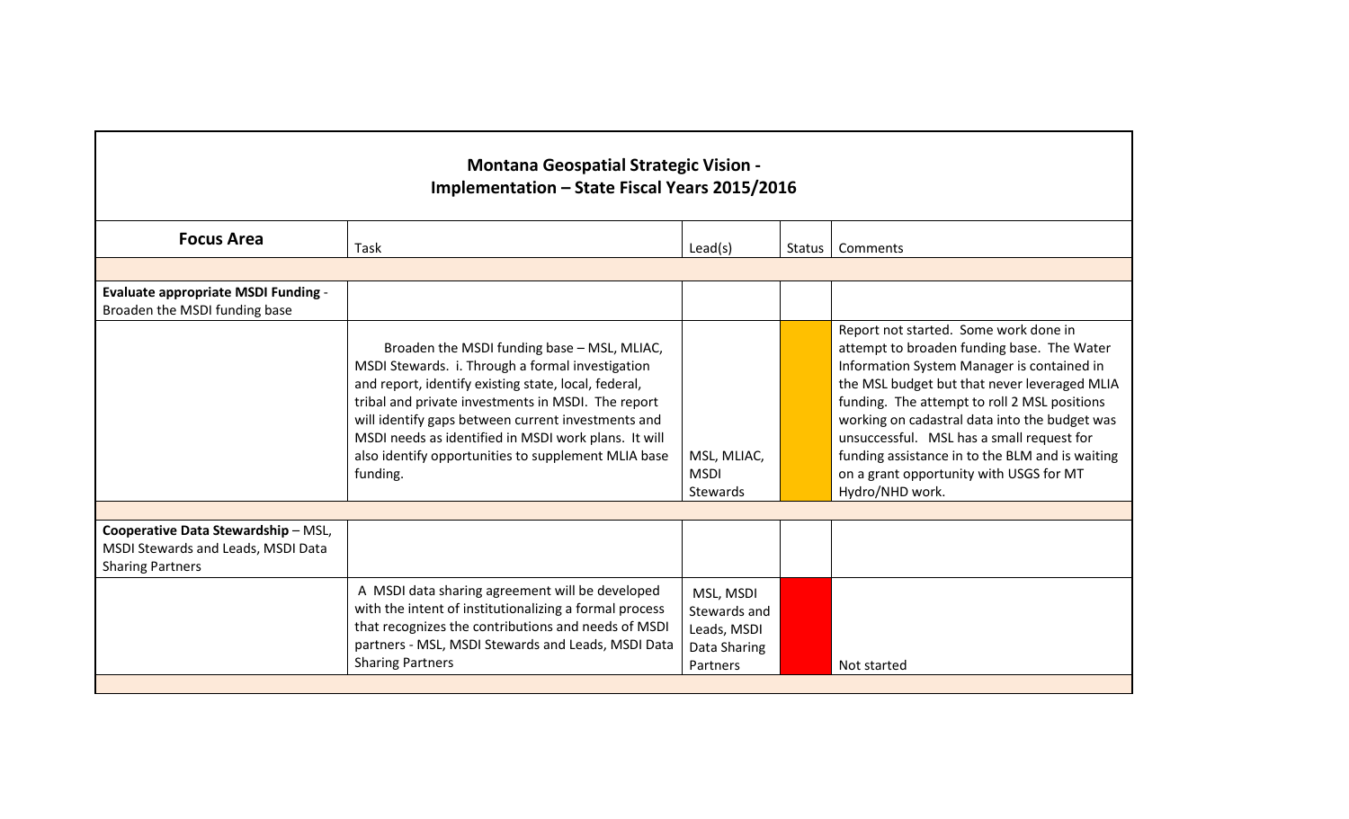# Montana Geospatial Strategic Vision - Implementation – State Fiscal Years 2015/2016

| Focus Area | Task | Lead(s) | Status | Comments |
|---|---|---|---|---|
| | | | | |
| **Evaluate appropriate MSDI Funding** - Broaden the MSDI funding base | | | | |
| | Broaden the MSDI funding base – MSL, MLIAC, MSDI Stewards. i. Through a formal investigation and report, identify existing state, local, federal, tribal and private investments in MSDI. The report will identify gaps between current investments and MSDI needs as identified in MSDI work plans. It will also identify opportunities to supplement MLIA base funding. | MSL, MLIAC, MSDI Stewards | | Report not started. Some work done in attempt to broaden funding base. The Water Information System Manager is contained in the MSL budget but that never leveraged MLIA funding. The attempt to roll 2 MSL positions working on cadastral data into the budget was unsuccessful. MSL has a small request for funding assistance in to the BLM and is waiting on a grant opportunity with USGS for MT Hydro/NHD work. |
| | | | | |
| **Cooperative Data Stewardship** – MSL, MSDI Stewards and Leads, MSDI Data Sharing Partners | | | | |
| | A MSDI data sharing agreement will be developed with the intent of institutionalizing a formal process that recognizes the contributions and needs of MSDI partners - MSL, MSDI Stewards and Leads, MSDI Data Sharing Partners | MSL, MSDI Stewards and Leads, MSDI Data Sharing Partners | | Not started |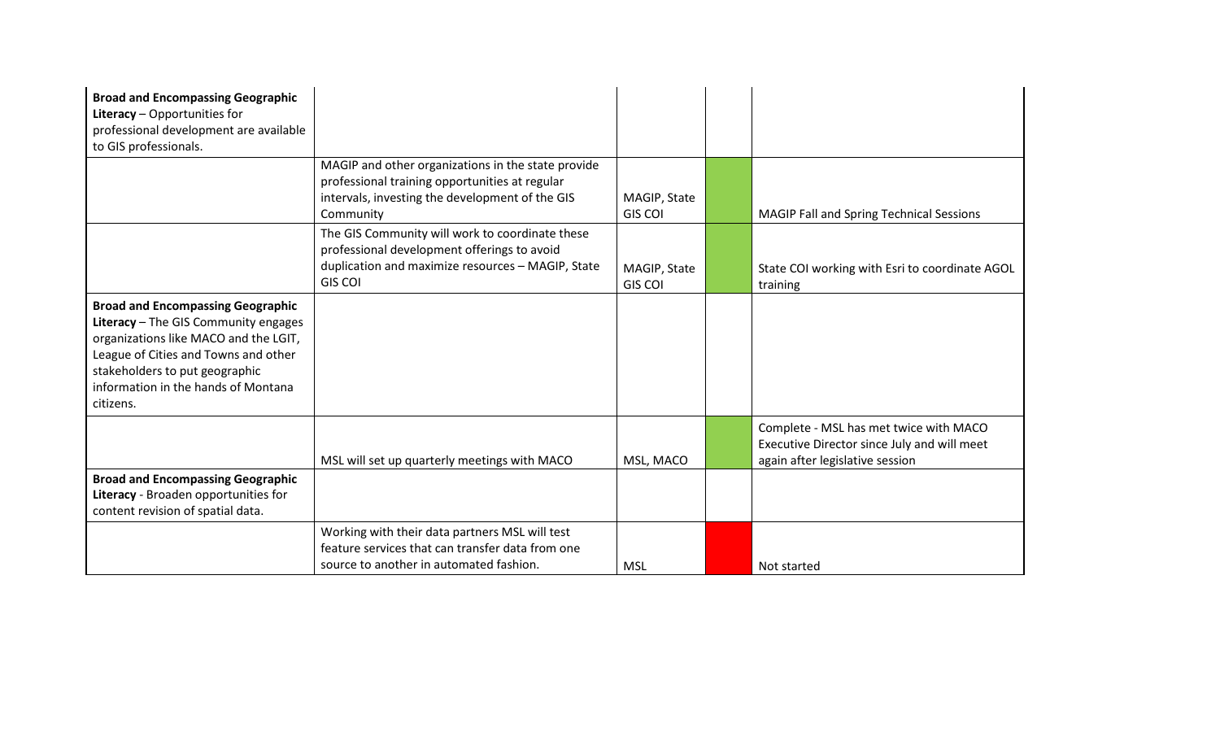| | | | | |
|---|---|---|---|---|
| **Broad and Encompassing Geographic Literacy** – Opportunities for professional development are available to GIS professionals. | | | | |
| | MAGIP and other organizations in the state provide professional training opportunities at regular intervals, investing the development of the GIS Community | MAGIP, State GIS COI | | MAGIP Fall and Spring Technical Sessions |
| | The GIS Community will work to coordinate these professional development offerings to avoid duplication and maximize resources – MAGIP, State GIS COI | MAGIP, State GIS COI | | State COI working with Esri to coordinate AGOL training |
| **Broad and Encompassing Geographic Literacy** – The GIS Community engages organizations like MACO and the LGIT, League of Cities and Towns and other stakeholders to put geographic information in the hands of Montana citizens. | | | | |
| | MSL will set up quarterly meetings with MACO | MSL, MACO | | Complete - MSL has met twice with MACO Executive Director since July and will meet again after legislative session |
| **Broad and Encompassing Geographic Literacy** - Broaden opportunities for content revision of spatial data. | | | | |
| | Working with their data partners MSL will test feature services that can transfer data from one source to another in automated fashion. | MSL | | Not started |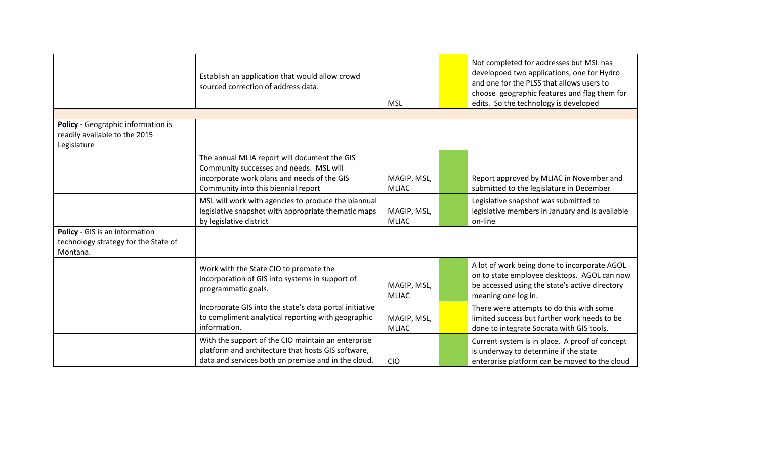| | | | | |
|---|---|---|---|---|
| | Establish an application that would allow crowd sourced correction of address data. | MSL | | Not completed for addresses but MSL has developoed two applications, one for Hydro and one for the PLSS that allows users to choose geographic features and flag them for edits. So the technology is developed |
| | | | | |
| **Policy** - Geographic information is readily available to the 2015 Legislature | | | | |
| | The annual MLIA report will document the GIS Community successes and needs. MSL will incorporate work plans and needs of the GIS Community into this biennial report | MAGIP, MSL, MLIAC | | Report approved by MLIAC in November and submitted to the legislature in December |
| | MSL will work with agencies to produce the biannual legislative snapshot with appropriate thematic maps by legislative district | MAGIP, MSL, MLIAC | | Legislative snapshot was submitted to legislative members in January and is available on-line |
| **Policy** - GIS is an information technology strategy for the State of Montana. | | | | |
| | Work with the State CIO to promote the incorporation of GIS into systems in support of programmatic goals. | MAGIP, MSL, MLIAC | | A lot of work being done to incorporate AGOL on to state employee desktops. AGOL can now be accessed using the state's active directory meaning one log in. |
| | Incorporate GIS into the state's data portal initiative to compliment analytical reporting with geographic information. | MAGIP, MSL, MLIAC | | There were attempts to do this with some limited success but further work needs to be done to integrate Socrata with GIS tools. |
| | With the support of the CIO maintain an enterprise platform and architecture that hosts GIS software, data and services both on premise and in the cloud. | CIO | | Current system is in place. A proof of concept is underway to determine if the state enterprise platform can be moved to the cloud |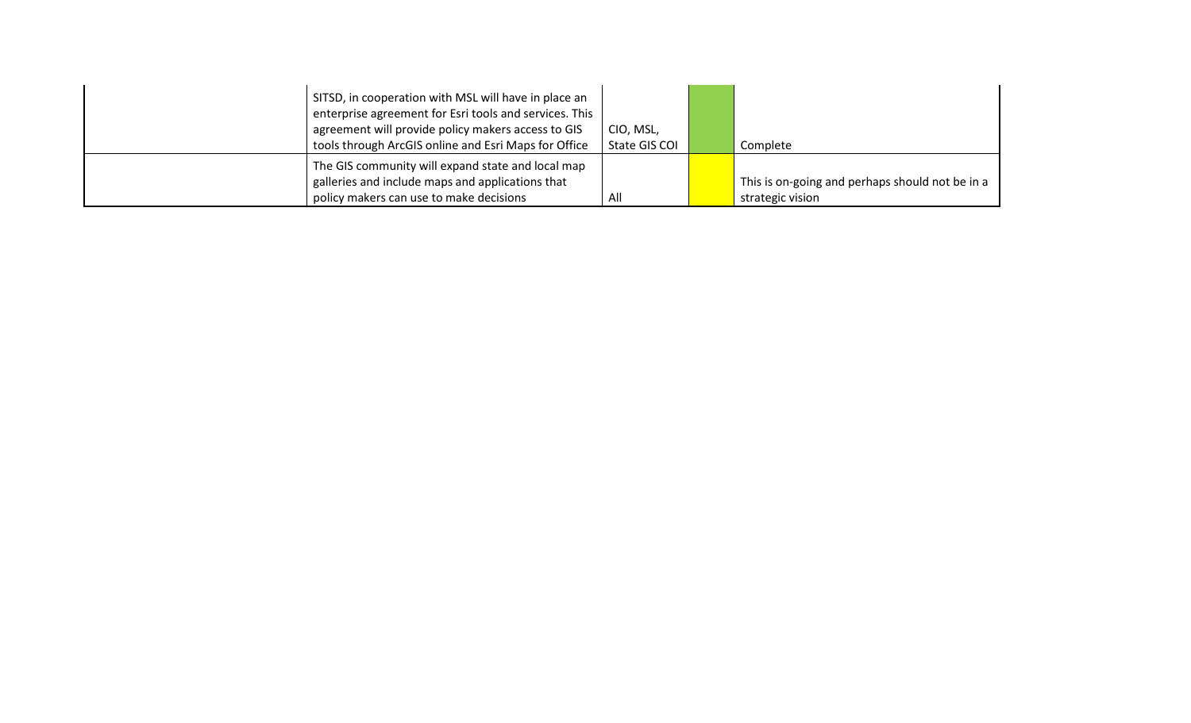| | | | | |
|---|---|---|---|---|
| | SITSD, in cooperation with MSL will have in place an enterprise agreement for Esri tools and services. This agreement will provide policy makers access to GIS tools through ArcGIS online and Esri Maps for Office | CIO, MSL, State GIS COI | | Complete |
| | The GIS community will expand state and local map galleries and include maps and applications that policy makers can use to make decisions | All | | This is on-going and perhaps should not be in a strategic vision |